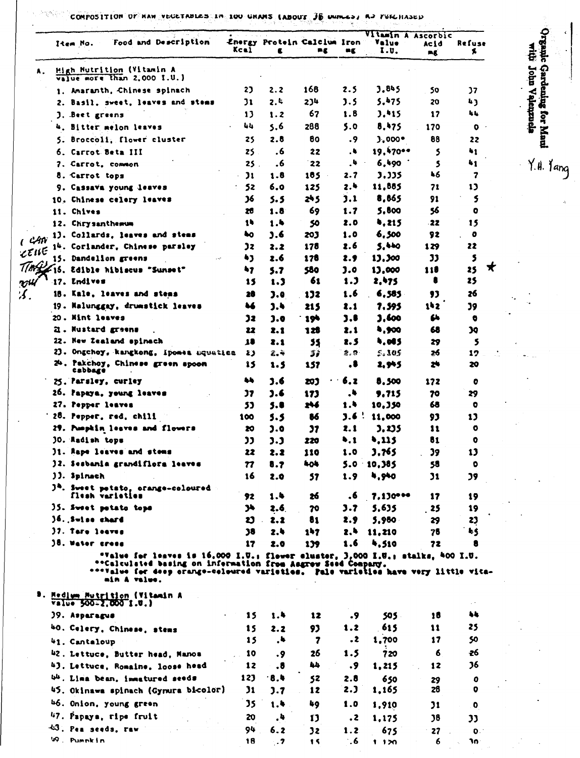COMPOSITION OF RAW VEGETABLES IN 100 GRAMS (ABOUT 3½ OUNCES) AS PURCHASED

Organic Gardening for Maui with John Valenzuela

Y.H. Yang

| Item No. | Food and Description | Energy Kcal | Protein g | Calcium mg | Iron mg | Vitamin A Value I.U. | Ascorbic Acid mg | Refuse % |
|---|---|---|---|---|---|---|---|---|
| **A.** | **High Nutrition (Vitamin A value more than 2,000 I.U.)** | | | | | | | |
| 1. | Amaranth, Chinese spinach | 23 | 2.2 | 168 | 2.5 | 3,845 | 50 | 37 |
| 2. | Basil, sweet, leaves and stems | 31 | 2.4 | 234 | 3.5 | 5,475 | 20 | 43 |
| 3. | Beet greens | 13 | 1.2 | 67 | 1.8 | 3,415 | 17 | 44 |
| 4. | Bitter melon leaves | 44 | 5.6 | 288 | 5.0 | 8,475 | 170 | 0 |
| 5. | Broccoli, flower cluster | 25 | 2.8 | 80 | .9 | 3,000* | 88 | 22 |
| 6. | Carrot Beta III | 25 | .6 | 22 | .4 | 19,470** | 5 | 41 |
| 7. | Carrot, common | 25 | .6 | 22 | .4 | 6,490 | 5 | 41 |
| 8. | Carrot tops | 31 | 1.8 | 185 | 2.7 | 3,335 | 46 | 7 |
| 9. | Cassava young leaves | 52 | 6.0 | 125 | 2.4 | 11,885 | 71 | 13 |
| 10. | Chinese celery leaves | 36 | 5.5 | 245 | 3.1 | 8,865 | 91 | 5 |
| 11. | Chives | 28 | 1.8 | 69 | 1.7 | 5,800 | 56 | 0 |
| 12. | Chrysanthemum | 14 | 1.4 | 50 | 2.0 | 4,215 | 22 | 15 |
| 13. | Collards, leaves and stems | 40 | 3.6 | 203 | 1.0 | 6,500 | 92 | 0 |
| 14. | Coriander, Chinese parsley | 32 | 2.2 | 178 | 2.6 | 5,440 | 129 | 22 |
| 15. | Dandelion greens | 43 | 2.6 | 178 | 2.9 | 13,300 | 33 | 5 |
| 16. | Edible hibiscus "Sunset" | 47 | 5.7 | 580 | 3.0 | 13,000 | 118 | 25 ★ |
| 17. | Endives | 15 | 1.3 | 61 | 1.3 | 2,475 | 8 | 25 |
| 18. | Kale, leaves and stems | 28 | 3.0 | 132 | 1.6 | 6,585 | 93 | 26 |
| 19. | Malunggay, drumstick leaves | 46 | 3.4 | 215 | 2.1 | 7,595 | 142 | 39 |
| 20. | Mint leaves | 32 | 3.0 | 194 | 3.8 | 3,600 | 64 | 0 |
| 21. | Mustard greens | 22 | 2.1 | 128 | 2.1 | 4,900 | 68 | 30 |
| 22. | New Zealand spinach | 18 | 2.1 | 55 | 2.5 | 4,085 | 29 | 5 |
| 23. | Ongchoy, kangkong, Ipomea aquatica | 23 | 2.4 | 57 | 2.9 | 5,105 | 26 | 12 |
| 24. | Pakchoy, Chinese green spoon cabbage | 15 | 1.5 | 157 | .8 | 2,945 | 24 | 20 |
| 25. | Parsley, curley | 44 | 3.6 | 203 | 6.2 | 8,500 | 172 | 0 |
| 26. | Papaya, young leaves | 37 | 3.6 | 173 | .4 | 9,715 | 70 | 29 |
| 27. | Pepper leaves | 53 | 5.8 | 246 | 1.4 | 10,350 | 68 | 0 |
| 28. | Pepper, red, chili | 100 | 5.5 | 86 | 3.6 | 11,000 | 93 | 13 |
| 29. | Pumpkin leaves and flowers | 20 | 3.0 | 37 | 2.1 | 3,235 | 11 | 0 |
| 30. | Radish tops | 33 | 3.3 | 220 | 4.1 | 4,115 | 81 | 0 |
| 31. | Rape leaves and stems | 22 | 2.2 | 110 | 1.0 | 3,765 | 39 | 13 |
| 32. | Sesbania grandiflora leaves | 77 | 8.7 | 404 | 5.0 | 10,385 | 58 | 0 |
| 33. | Spinach | 16 | 2.0 | 57 | 1.9 | 4,940 | 31 | 39 |
| 34. | Sweet potato, orange-coloured flesh varieties | 92 | 1.4 | 26 | .6 | 7,130*** | 17 | 19 |
| 35. | Sweet potato tops | 34 | 2.6 | 70 | 3.7 | 5,635 | 25 | 19 |
| 36. | Swiss chard | 23 | 2.2 | 81 | 2.9 | 5,980 | 29 | 23 |
| 37. | Taro leaves | 38 | 2.4 | 147 | 2.4 | 11,210 | 78 | 45 |
| 38. | Water cress | 17 | 2.0 | 139 | 1.6 | 4,510 | 72 | 8 |
| **B.** | **Medium Nutrition (Vitamin A value 500-2,000 I.U.)** | | | | | | | |
| 39. | Asparagus | 15 | 1.4 | 12 | .9 | 505 | 18 | 44 |
| 40. | Celery, Chinese, stems | 15 | 2.2 | 93 | 1.2 | 615 | 11 | 25 |
| 41. | Cantaloup | 15 | .4 | 7 | .2 | 1,700 | 17 | 50 |
| 42. | Lettuce, Butter head, Manoa | 10 | .9 | 26 | 1.5 | 720 | 6 | 26 |
| 43. | Lettuce, Romaine, loose head | 12 | .8 | 44 | .9 | 1,215 | 12 | 36 |
| 44. | Lima bean, immatured seeds | 123 | 8.4 | 52 | 2.8 | 650 | 29 | 0 |
| 45. | Okinawa spinach (Gynura bicolor) | 31 | 3.7 | 12 | 2.3 | 1,165 | 28 | 0 |
| 46. | Onion, young green | 35 | 1.4 | 49 | 1.0 | 1,910 | 31 | 0 |
| 47. | Papaya, ripe fruit | 20 | .4 | 13 | .2 | 1,175 | 38 | 33 |
| 48. | Pea seeds, raw | 94 | 6.2 | 32 | 1.2 | 675 | 27 | 0 |
| 49. | Pumpkin | 18 | .7 | 15 | .6 | 1,120 | 6 | 30 |

*Value for leaves is 16,000 I.U.; flower cluster, 3,000 I.U.; stalks, 400 I.U.
**Calculated basing on information from Asgrow Seed Company.
***Value for deep orange-coloured varieties. Pale varieties have very little vitamin A value.

(handwritten margin note beside items 13–18: "can cause tingling ... ")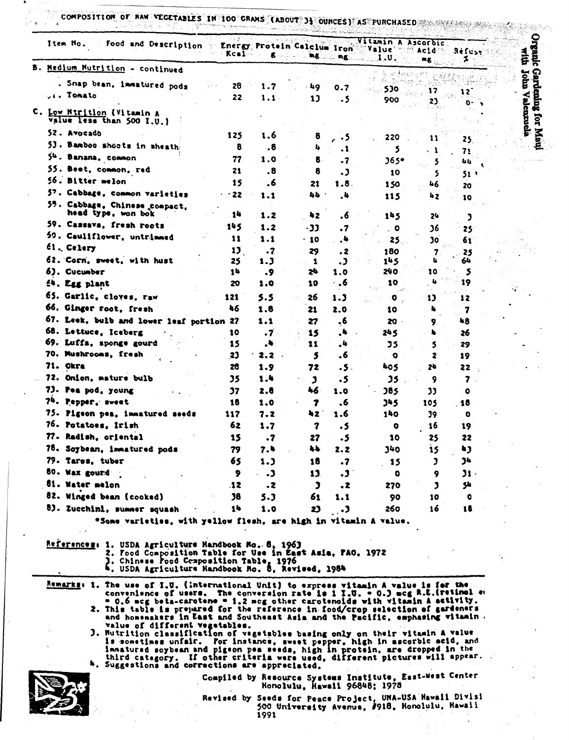COMPOSITION OF RAW VEGETABLES IN 100 GRAMS (ABOUT 3½ OUNCES) AS PURCHASED

Organic Gardening for Maui with John Valenzuela

| Item No. Food and Description | Energy Kcal | Protein g | Calcium mg | Iron mg | Vitamin A Value I.U. | Ascorbic Acid mg | Refuse % |
|---|---|---|---|---|---|---|---|
| **B. Medium Nutrition - continued** | | | | | | | |
| . Snap bean, immatured pods | 28 | 1.7 | 49 | 0.7 | 530 | 17 | 12 |
| 51. Tomato | 22 | 1.1 | 13 | .5 | 900 | 23 | 0 |
| **C. Low Ntrition (Vitamin A value less than 500 I.U.)** | | | | | | | |
| 52. Avocado | 125 | 1.6 | 8 | .5 | 220 | 11 | 25 |
| 53. Bamboo shoots in sheath | 8 | .8 | 4 | .1 | 5 | 1 | 71 |
| 54. Banana, common | 77 | 1.0 | 8 | .7 | 365* | 5 | 44 |
| 55. Beet, common, red | 21 | .8 | 8 | .3 | 10 | 5 | 51 |
| 56. Bitter melon | 15 | .6 | 21 | 1.8 | 150 | 46 | 20 |
| 57. Cabbage, common varieties | 22 | 1.1 | 44 | .4 | 115 | 42 | 10 |
| 58. Cabbage, Chinese compact, head type, won bok | 14 | 1.2 | 42 | .6 | 145 | 24 | 3 |
| 59. Cassava, fresh roots | 145 | 1.2 | 33 | .7 | 0 | 36 | 25 |
| 60. Cauliflower, untrimmed | 11 | 1.1 | 10 | .4 | 25 | 30 | 61 |
| 61. Celery | 13 | .7 | 29 | .2 | 180 | 7 | 25 |
| 62. Corn, sweet, with husk | 25 | 1.3 | 1 | .3 | 145 | 4 | 64 |
| 63. Cucumber | 14 | .9 | 24 | 1.0 | 240 | 10 | 5 |
| 64. Egg plant | 20 | 1.0 | 10 | .6 | 10 | 4 | 19 |
| 65. Garlic, cloves, raw | 121 | 5.5 | 26 | 1.3 | 0 | 13 | 12 |
| 66. Ginger root, fresh | 46 | 1.8 | 21 | 2.0 | 10 | 4 | 7 |
| 67. Leek, bulb and lower leaf portion | 27 | 1.1 | 27 | .6 | 20 | 9 | 48 |
| 68. Lettuce, Iceberg | 10 | .7 | 15 | .4 | 245 | 4 | 26 |
| 69. Luffa, sponge gourd | 15 | .4 | 11 | .4 | 35 | 5 | 29 |
| 70. Mushrooms, fresh | 23 | 2.2 | 5 | .6 | 0 | 2 | 19 |
| 71. Okra | 28 | 1.9 | 72 | .5 | 405 | 24 | 22 |
| 72. Onion, mature bulb | 35 | 1.4 | 3 | .5 | 35 | 9 | 7 |
| 73. Pea pod, young | 37 | 2.8 | 46 | 1.0 | 385 | 33 | 0 |
| 74. Pepper, sweet | 18 | 1.0 | 7 | .6 | 345 | 105 | 18 |
| 75. Pigeon pea, immatured seeds | 117 | 7.2 | 42 | 1.6 | 140 | 39 | 0 |
| 76. Potatoes, Irish | 62 | 1.7 | 7 | .5 | 0 | 16 | 19 |
| 77. Radish, oriental | 15 | .7 | 27 | .5 | 10 | 25 | 22 |
| 78. Soybean, immatured pods | 79 | 7.4 | 44 | 2.2 | 340 | 15 | 43 |
| 79. Taros, tuber | 65 | 1.3 | 18 | .7 | 15 | 3 | 34 |
| 80. Wax gourd | 9 | .3 | 13 | .3 | 0 | 9 | 31 |
| 81. Water melon | 12 | .2 | 3 | .2 | 270 | 3 | 54 |
| 82. Winged bean (cooked) | 38 | 5.3 | 61 | 1.1 | 90 | 10 | 0 |
| 83. Zucchini, summer squash | 14 | 1.0 | 23 | .3 | 260 | 16 | 18 |

*Some varieties, with yellow flesh, are high in vitamin A value.

References:
1. USDA Agriculture Handbook No. 8, 1963
2. Food Composition Table for Use in East Asia, FAO, 1972
3. Chinese Food Composition Table, 1976
4. USDA Agriculture Handbook No. 8, Revised, 1984

Remarks:
1. The use of I.U. (International Unit) to express vitamin A value is for the convenience of users. The conversion rate is 1 I.U. = 0.3 mcg R.E.(retinol e = 0.6 mcg beta-carotene = 1.2 mcg other carotenoids with vitamin A activity.
2. This table is prepared for the reference in food/crop selection of gardeners and homemakers in East and Southeast Asia and the Pacific, emphasing vitamin value of different vegetables.
3. Nutrition classification of vegetables basing only on their vitamin A value is sometimes unfair. For instance, sweet pepper, high in ascorbic acid, and immatured soybean and pigeon pea seeds, high in protein, are dropped in the third category. If other criteria were used, different pictures will appear.
4. Suggestions and corrections are appreciated.

Compiled by Resource Systems Institute, East-West Center
Honolulu, Hawaii 96848; 1978

Revised by Seeds for Peace Project, UNA-USA Hawaii Divisi
500 University Avenue, #918, Honolulu, Hawaii
1991